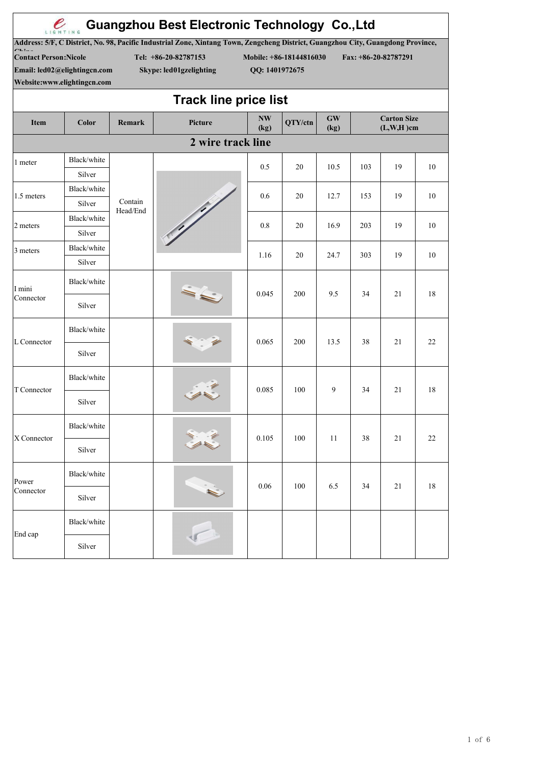# Guangzhou Best Electronic Technology Co.,Ltd

**Address: 5/F, C District, No. 98, Pacific Industrial Zone, Xintang Town, Zengcheng District, Guangzhou City, Guangdong Province, China**

**Contact Person:Nicole** **Tel: +86-20-82787153** **Mobile: +86-18144816030** **Fax: +86-20-82787291**

**Email: led02@elightingcn.com** **Skype: led01gzelighting** **QQ: 1401972675**

**Website:www.elightingcn.com**

## Track line price list

| Item | Color | Remark | Picture | NW (kg) | QTY/ctn | GW (kg) | Carton Size (L,W,H )cm | | |
|---|---|---|---|---|---|---|---|---|---|
| **2 wire track line** | | | | | | | | | |
| 1 meter | Black/white | Contain Head/End | | 0.5 | 20 | 10.5 | 103 | 19 | 10 |
| | Silver | | | | | | | | |
| 1.5 meters | Black/white | | | 0.6 | 20 | 12.7 | 153 | 19 | 10 |
| | Silver | | | | | | | | |
| 2 meters | Black/white | | | 0.8 | 20 | 16.9 | 203 | 19 | 10 |
| | Silver | | | | | | | | |
| 3 meters | Black/white | | | 1.16 | 20 | 24.7 | 303 | 19 | 10 |
| | Silver | | | | | | | | |
| I mini Connector | Black/white | | | 0.045 | 200 | 9.5 | 34 | 21 | 18 |
| | Silver | | | | | | | | |
| L Connector | Black/white | | | 0.065 | 200 | 13.5 | 38 | 21 | 22 |
| | Silver | | | | | | | | |
| T Connector | Black/white | | | 0.085 | 100 | 9 | 34 | 21 | 18 |
| | Silver | | | | | | | | |
| X Connector | Black/white | | | 0.105 | 100 | 11 | 38 | 21 | 22 |
| | Silver | | | | | | | | |
| Power Connector | Black/white | | | 0.06 | 100 | 6.5 | 34 | 21 | 18 |
| | Silver | | | | | | | | |
| End cap | Black/white | | | | | | | | |
| | Silver | | | | | | | | |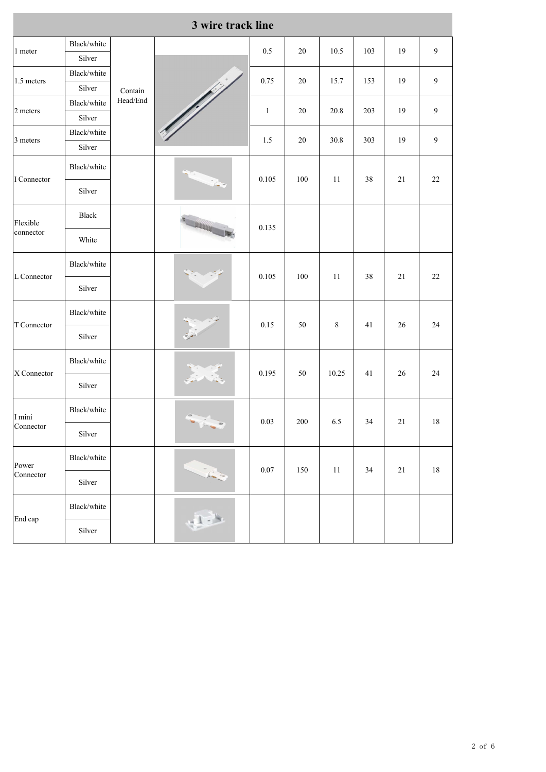# 3 wire track line

| | | | | | | | | | |
|---|---|---|---|---|---|---|---|---|---|
| 1 meter | Black/white | Contain Head/End | | 0.5 | 20 | 10.5 | 103 | 19 | 9 |
| | Silver | | | | | | | | |
| 1.5 meters | Black/white | | | 0.75 | 20 | 15.7 | 153 | 19 | 9 |
| | Silver | | | | | | | | |
| 2 meters | Black/white | | | 1 | 20 | 20.8 | 203 | 19 | 9 |
| | Silver | | | | | | | | |
| 3 meters | Black/white | | | 1.5 | 20 | 30.8 | 303 | 19 | 9 |
| | Silver | | | | | | | | |
| I Connector | Black/white | | | 0.105 | 100 | 11 | 38 | 21 | 22 |
| | Silver | | | | | | | | |
| Flexible connector | Black | | | 0.135 | | | | | |
| | White | | | | | | | | |
| L Connector | Black/white | | | 0.105 | 100 | 11 | 38 | 21 | 22 |
| | Silver | | | | | | | | |
| T Connector | Black/white | | | 0.15 | 50 | 8 | 41 | 26 | 24 |
| | Silver | | | | | | | | |
| X Connector | Black/white | | | 0.195 | 50 | 10.25 | 41 | 26 | 24 |
| | Silver | | | | | | | | |
| I mini Connector | Black/white | | | 0.03 | 200 | 6.5 | 34 | 21 | 18 |
| | Silver | | | | | | | | |
| Power Connector | Black/white | | | 0.07 | 150 | 11 | 34 | 21 | 18 |
| | Silver | | | | | | | | |
| End cap | Black/white | | | | | | | | |
| | Silver | | | | | | | | |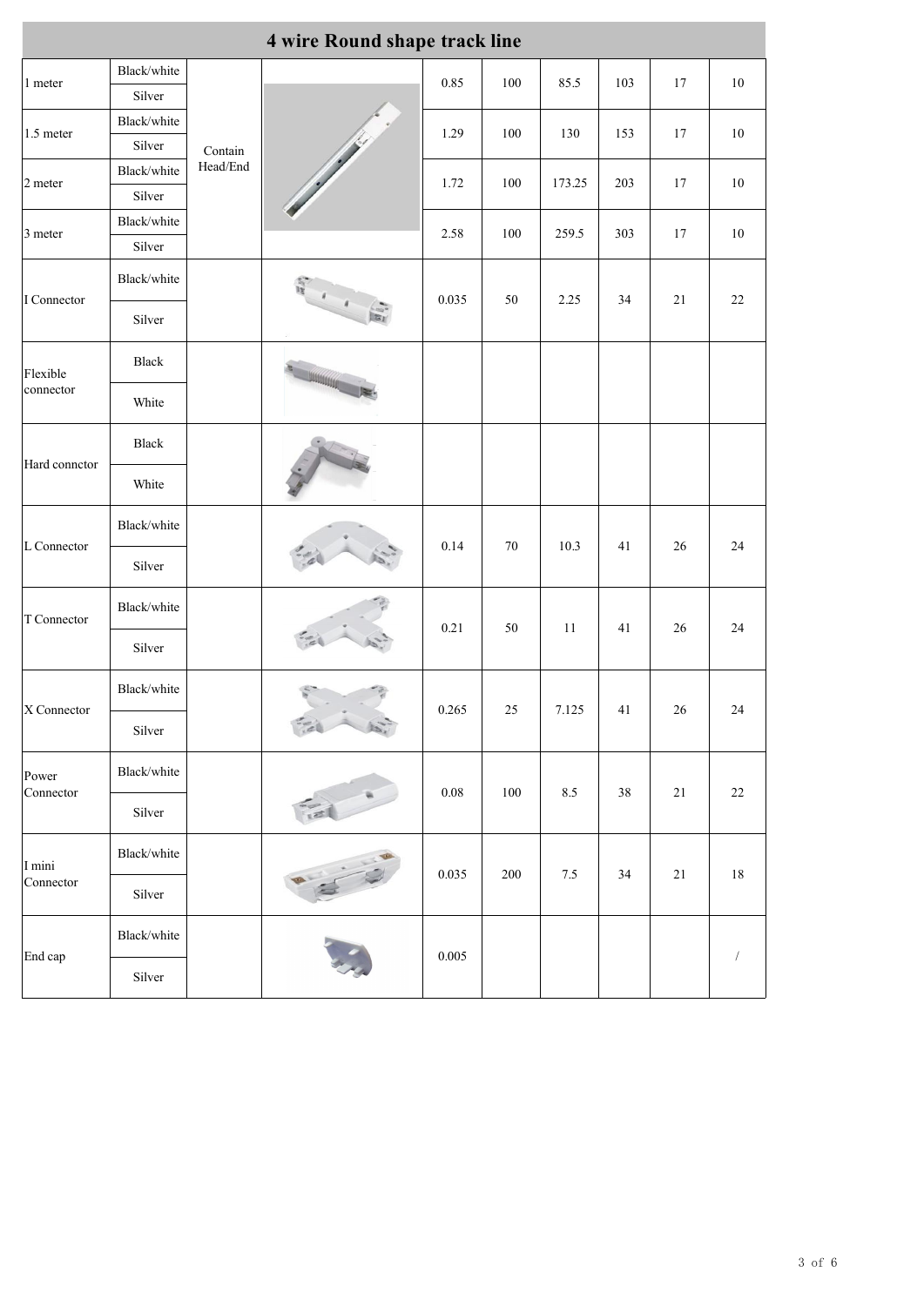## 4 wire Round shape track line

| | | | | | | | | | |
|---|---|---|---|---|---|---|---|---|---|
| 1 meter | Black/white | Contain Head/End | | 0.85 | 100 | 85.5 | 103 | 17 | 10 |
| | Silver | | | | | | | | |
| 1.5 meter | Black/white | | | 1.29 | 100 | 130 | 153 | 17 | 10 |
| | Silver | | | | | | | | |
| 2 meter | Black/white | | | 1.72 | 100 | 173.25 | 203 | 17 | 10 |
| | Silver | | | | | | | | |
| 3 meter | Black/white | | | 2.58 | 100 | 259.5 | 303 | 17 | 10 |
| | Silver | | | | | | | | |
| I Connector | Black/white | | | 0.035 | 50 | 2.25 | 34 | 21 | 22 |
| | Silver | | | | | | | | |
| Flexible connector | Black | | | | | | | | |
| | White | | | | | | | | |
| Hard connctor | Black | | | | | | | | |
| | White | | | | | | | | |
| L Connector | Black/white | | | 0.14 | 70 | 10.3 | 41 | 26 | 24 |
| | Silver | | | | | | | | |
| T Connector | Black/white | | | 0.21 | 50 | 11 | 41 | 26 | 24 |
| | Silver | | | | | | | | |
| X Connector | Black/white | | | 0.265 | 25 | 7.125 | 41 | 26 | 24 |
| | Silver | | | | | | | | |
| Power Connector | Black/white | | | 0.08 | 100 | 8.5 | 38 | 21 | 22 |
| | Silver | | | | | | | | |
| I mini Connector | Black/white | | | 0.035 | 200 | 7.5 | 34 | 21 | 18 |
| | Silver | | | | | | | | |
| End cap | Black/white | | | 0.005 | | | | | / |
| | Silver | | | | | | | | |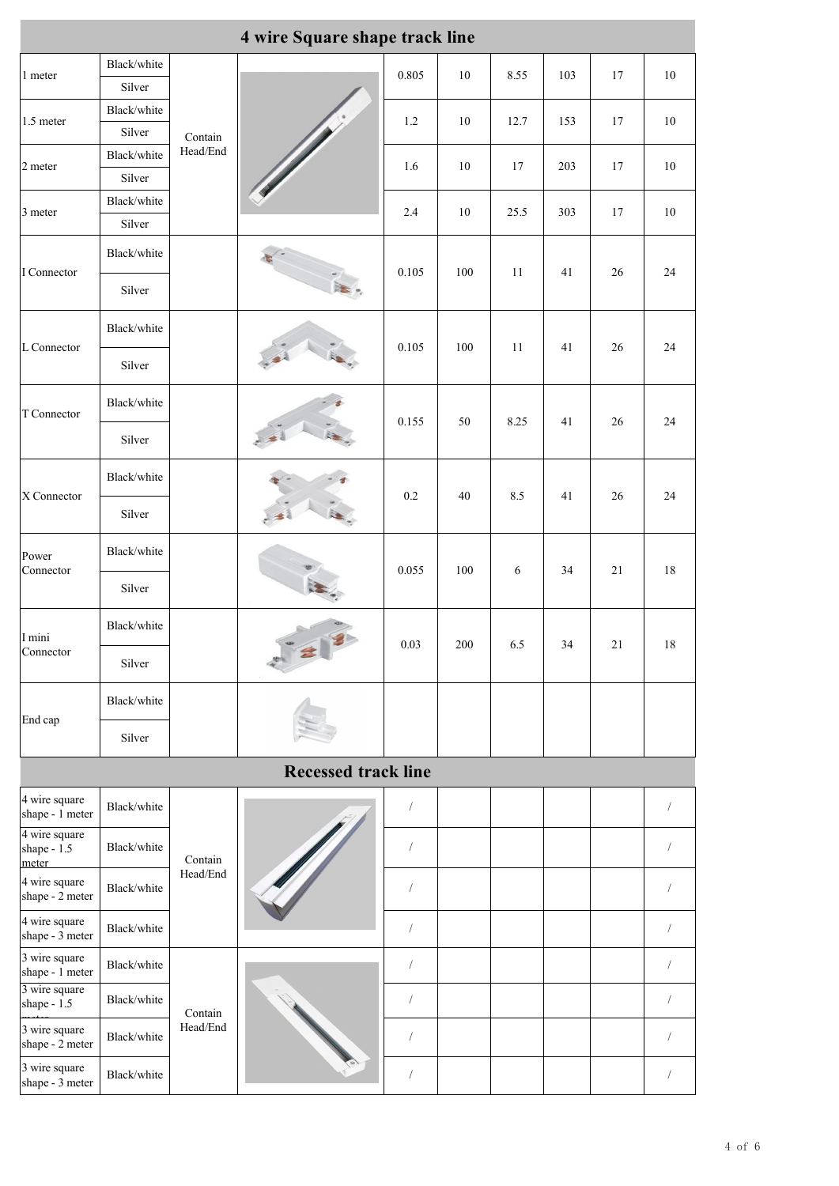## 4 wire Square shape track line

| | | | | | | | | | |
|---|---|---|---|---|---|---|---|---|---|
| 1 meter | Black/white | Contain Head/End | | 0.805 | 10 | 8.55 | 103 | 17 | 10 |
| | Silver | | | | | | | | |
| 1.5 meter | Black/white | | | 1.2 | 10 | 12.7 | 153 | 17 | 10 |
| | Silver | | | | | | | | |
| 2 meter | Black/white | | | 1.6 | 10 | 17 | 203 | 17 | 10 |
| | Silver | | | | | | | | |
| 3 meter | Black/white | | | 2.4 | 10 | 25.5 | 303 | 17 | 10 |
| | Silver | | | | | | | | |
| I Connector | Black/white | | | 0.105 | 100 | 11 | 41 | 26 | 24 |
| | Silver | | | | | | | | |
| L Connector | Black/white | | | 0.105 | 100 | 11 | 41 | 26 | 24 |
| | Silver | | | | | | | | |
| T Connector | Black/white | | | 0.155 | 50 | 8.25 | 41 | 26 | 24 |
| | Silver | | | | | | | | |
| X Connector | Black/white | | | 0.2 | 40 | 8.5 | 41 | 26 | 24 |
| | Silver | | | | | | | | |
| Power Connector | Black/white | | | 0.055 | 100 | 6 | 34 | 21 | 18 |
| | Silver | | | | | | | | |
| I mini Connector | Black/white | | | 0.03 | 200 | 6.5 | 34 | 21 | 18 |
| | Silver | | | | | | | | |
| End cap | Black/white | | | | | | | | |
| | Silver | | | | | | | | |

## Recessed track line

| | | | | | | | | | |
|---|---|---|---|---|---|---|---|---|---|
| 4 wire square shape - 1 meter | Black/white | Contain Head/End | | / | | | | | / |
| 4 wire square shape - 1.5 meter | Black/white | | | / | | | | | / |
| 4 wire square shape - 2 meter | Black/white | | | / | | | | | / |
| 4 wire square shape - 3 meter | Black/white | | | / | | | | | / |
| 3 wire square shape - 1 meter | Black/white | Contain Head/End | | / | | | | | / |
| 3 wire square shape - 1.5 meter | Black/white | | | / | | | | | / |
| 3 wire square shape - 2 meter | Black/white | | | / | | | | | / |
| 3 wire square shape - 3 meter | Black/white | | | / | | | | | / |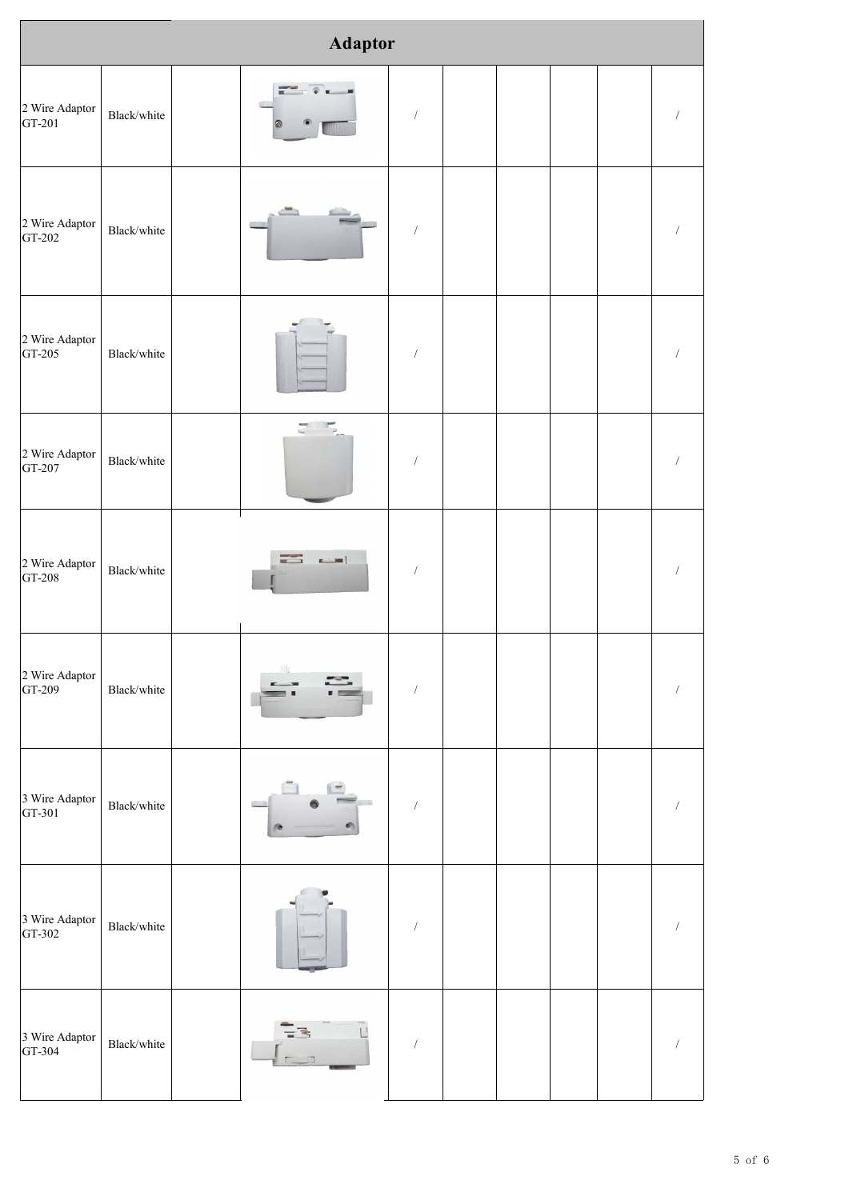| Adaptor | | | | | | | | | |
|---|---|---|---|---|---|---|---|---|---|
| 2 Wire Adaptor GT-201 | Black/white | | | / | | | | | / |
| 2 Wire Adaptor GT-202 | Black/white | | | / | | | | | / |
| 2 Wire Adaptor GT-205 | Black/white | | | / | | | | | / |
| 2 Wire Adaptor GT-207 | Black/white | | | / | | | | | / |
| 2 Wire Adaptor GT-208 | Black/white | | | / | | | | | / |
| 2 Wire Adaptor GT-209 | Black/white | | | / | | | | | / |
| 3 Wire Adaptor GT-301 | Black/white | | | / | | | | | / |
| 3 Wire Adaptor GT-302 | Black/white | | | / | | | | | / |
| 3 Wire Adaptor GT-304 | Black/white | | | / | | | | | / |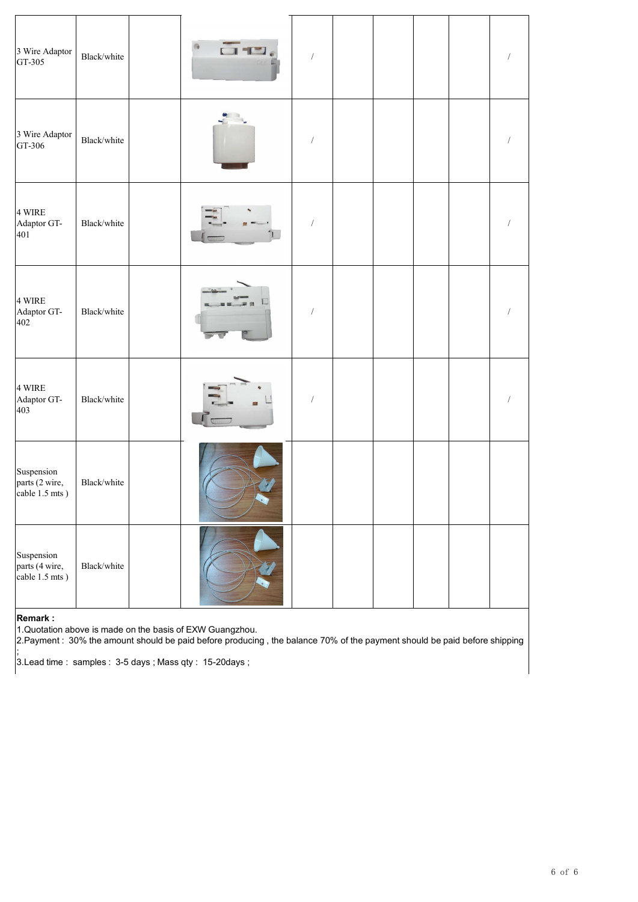| | | | | | | | | | |
|---|---|---|---|---|---|---|---|---|---|
| 3 Wire Adaptor GT-305 | Black/white | | | / | | | | | / |
| 3 Wire Adaptor GT-306 | Black/white | | | / | | | | | / |
| 4 WIRE Adaptor GT-401 | Black/white | | | / | | | | | / |
| 4 WIRE Adaptor GT-402 | Black/white | | | / | | | | | / |
| 4 WIRE Adaptor GT-403 | Black/white | | | / | | | | | / |
| Suspension parts (2 wire, cable 1.5 mts ) | Black/white | | | | | | | | |
| Suspension parts (4 wire, cable 1.5 mts ) | Black/white | | | | | | | | |

**Remark :**

1.Quotation above is made on the basis of EXW Guangzhou.

2.Payment : 30% the amount should be paid before producing , the balance 70% of the payment should be paid before shipping ;

3.Lead time : samples : 3-5 days ; Mass qty : 15-20days ;